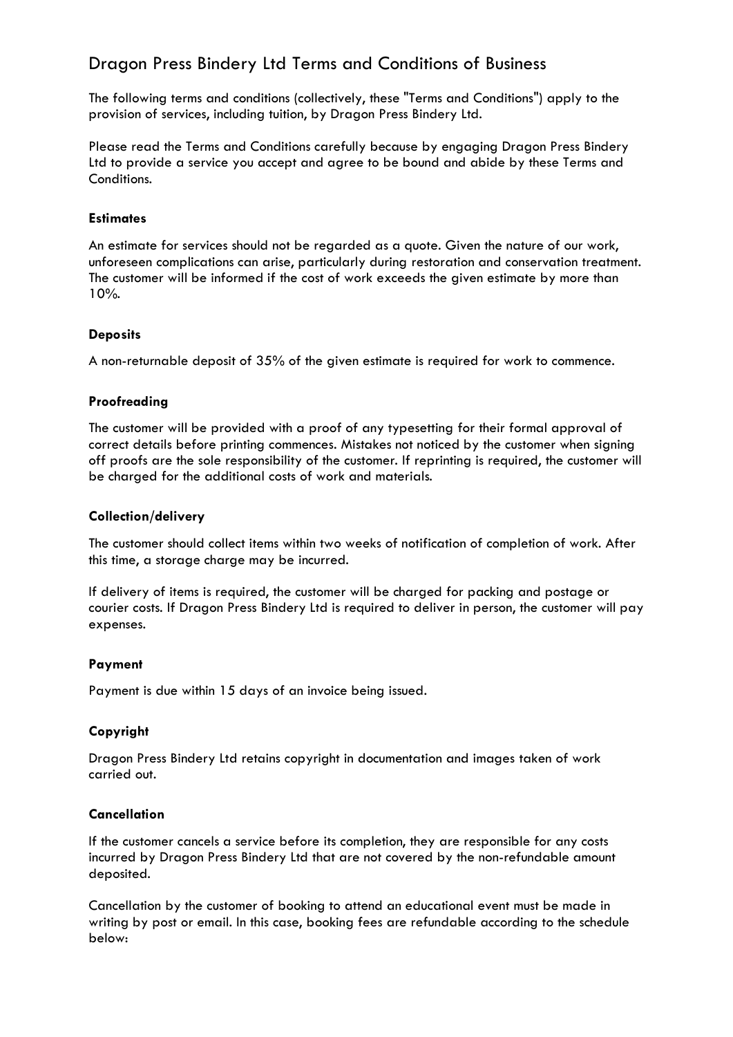# Dragon Press Bindery Ltd Terms and Conditions of Business

The following terms and conditions (collectively, these "Terms and Conditions") apply to the provision of services, including tuition, by Dragon Press Bindery Ltd.

Please read the Terms and Conditions carefully because by engaging Dragon Press Bindery Ltd to provide a service you accept and agree to be bound and abide by these Terms and Conditions.

### Estimates

An estimate for services should not be regarded as a quote. Given the nature of our work, unforeseen complications can arise, particularly during restoration and conservation treatment. The customer will be informed if the cost of work exceeds the given estimate by more than 10%.

### Deposits

A non-returnable deposit of 35% of the given estimate is required for work to commence.

### Proofreading

The customer will be provided with a proof of any typesetting for their formal approval of correct details before printing commences. Mistakes not noticed by the customer when signing off proofs are the sole responsibility of the customer. If reprinting is required, the customer will be charged for the additional costs of work and materials.

### Collection/delivery

The customer should collect items within two weeks of notification of completion of work. After this time, a storage charge may be incurred.

If delivery of items is required, the customer will be charged for packing and postage or courier costs. If Dragon Press Bindery Ltd is required to deliver in person, the customer will pay expenses.

### Payment

Payment is due within 15 days of an invoice being issued.

### Copyright

Dragon Press Bindery Ltd retains copyright in documentation and images taken of work carried out.

### Cancellation

If the customer cancels a service before its completion, they are responsible for any costs incurred by Dragon Press Bindery Ltd that are not covered by the non-refundable amount deposited.

Cancellation by the customer of booking to attend an educational event must be made in writing by post or email. In this case, booking fees are refundable according to the schedule below: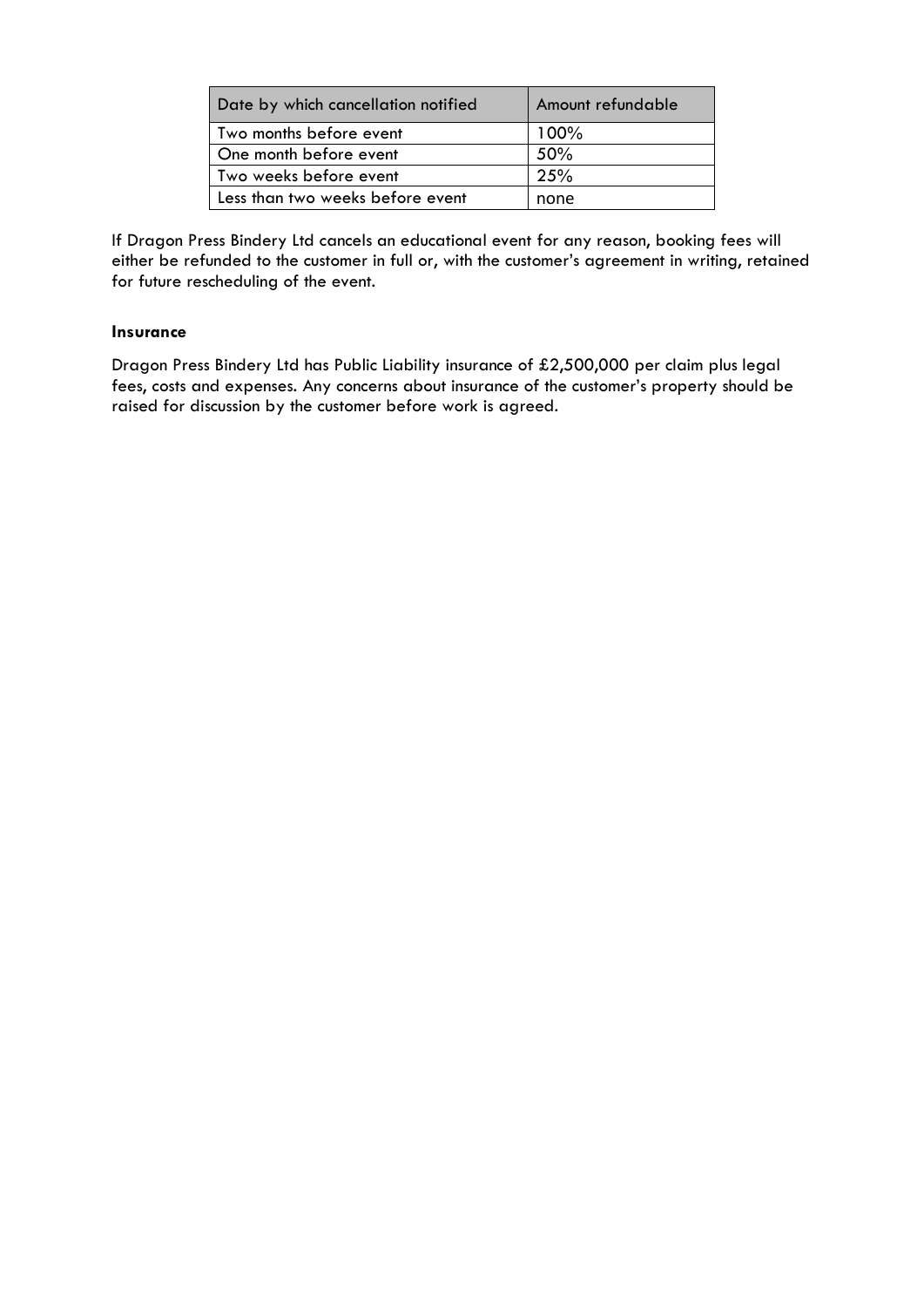| Date by which cancellation notified | Amount refundable |
| --- | --- |
| Two months before event | 100% |
| One month before event | 50% |
| Two weeks before event | 25% |
| Less than two weeks before event | none |

If Dragon Press Bindery Ltd cancels an educational event for any reason, booking fees will either be refunded to the customer in full or, with the customer's agreement in writing, retained for future rescheduling of the event.

**Insurance**

Dragon Press Bindery Ltd has Public Liability insurance of £2,500,000 per claim plus legal fees, costs and expenses. Any concerns about insurance of the customer's property should be raised for discussion by the customer before work is agreed.